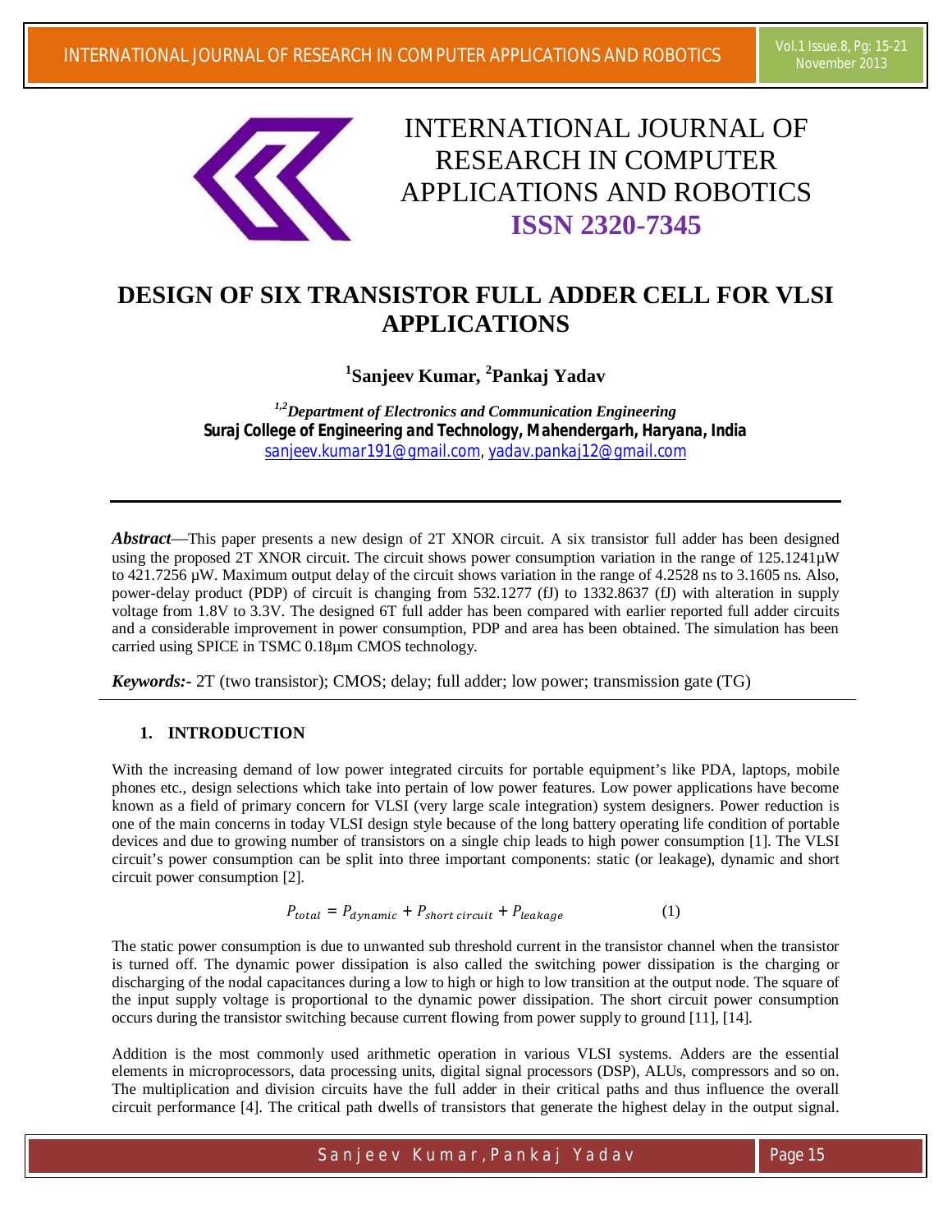# DESIGN OF SIX TRANSISTOR FULL ADDER CELL FOR VLSI APPLICATIONS

**[1]Sanjeev Kumar, [2]Pankaj Yadav**

***[1,2]Department of Electronics and Communication Engineering***
**Suraj College of Engineering and Technology, Mahendergarh, Haryana, India**
sanjeev.kumar191@gmail.com, yadav.pankaj12@gmail.com

***Abstract***—This paper presents a new design of 2T XNOR circuit. A six transistor full adder has been designed using the proposed 2T XNOR circuit. The circuit shows power consumption variation in the range of 125.1241µW to 421.7256 µW. Maximum output delay of the circuit shows variation in the range of 4.2528 ns to 3.1605 ns. Also, power-delay product (PDP) of circuit is changing from 532.1277 (fJ) to 1332.8637 (fJ) with alteration in supply voltage from 1.8V to 3.3V. The designed 6T full adder has been compared with earlier reported full adder circuits and a considerable improvement in power consumption, PDP and area has been obtained. The simulation has been carried using SPICE in TSMC 0.18µm CMOS technology.

***Keywords:-*** 2T (two transistor); CMOS; delay; full adder; low power; transmission gate (TG)

## 1. INTRODUCTION

With the increasing demand of low power integrated circuits for portable equipment's like PDA, laptops, mobile phones etc., design selections which take into pertain of low power features. Low power applications have become known as a field of primary concern for VLSI (very large scale integration) system designers. Power reduction is one of the main concerns in today VLSI design style because of the long battery operating life condition of portable devices and due to growing number of transistors on a single chip leads to high power consumption [1]. The VLSI circuit's power consumption can be split into three important components: static (or leakage), dynamic and short circuit power consumption [2].

$$P_{total} = P_{dynamic} + P_{short\ circuit} + P_{leakage} \qquad (1)$$

The static power consumption is due to unwanted sub threshold current in the transistor channel when the transistor is turned off. The dynamic power dissipation is also called the switching power dissipation is the charging or discharging of the nodal capacitances during a low to high or high to low transition at the output node. The square of the input supply voltage is proportional to the dynamic power dissipation. The short circuit power consumption occurs during the transistor switching because current flowing from power supply to ground [11], [14].

Addition is the most commonly used arithmetic operation in various VLSI systems. Adders are the essential elements in microprocessors, data processing units, digital signal processors (DSP), ALUs, compressors and so on. The multiplication and division circuits have the full adder in their critical paths and thus influence the overall circuit performance [4]. The critical path dwells of transistors that generate the highest delay in the output signal.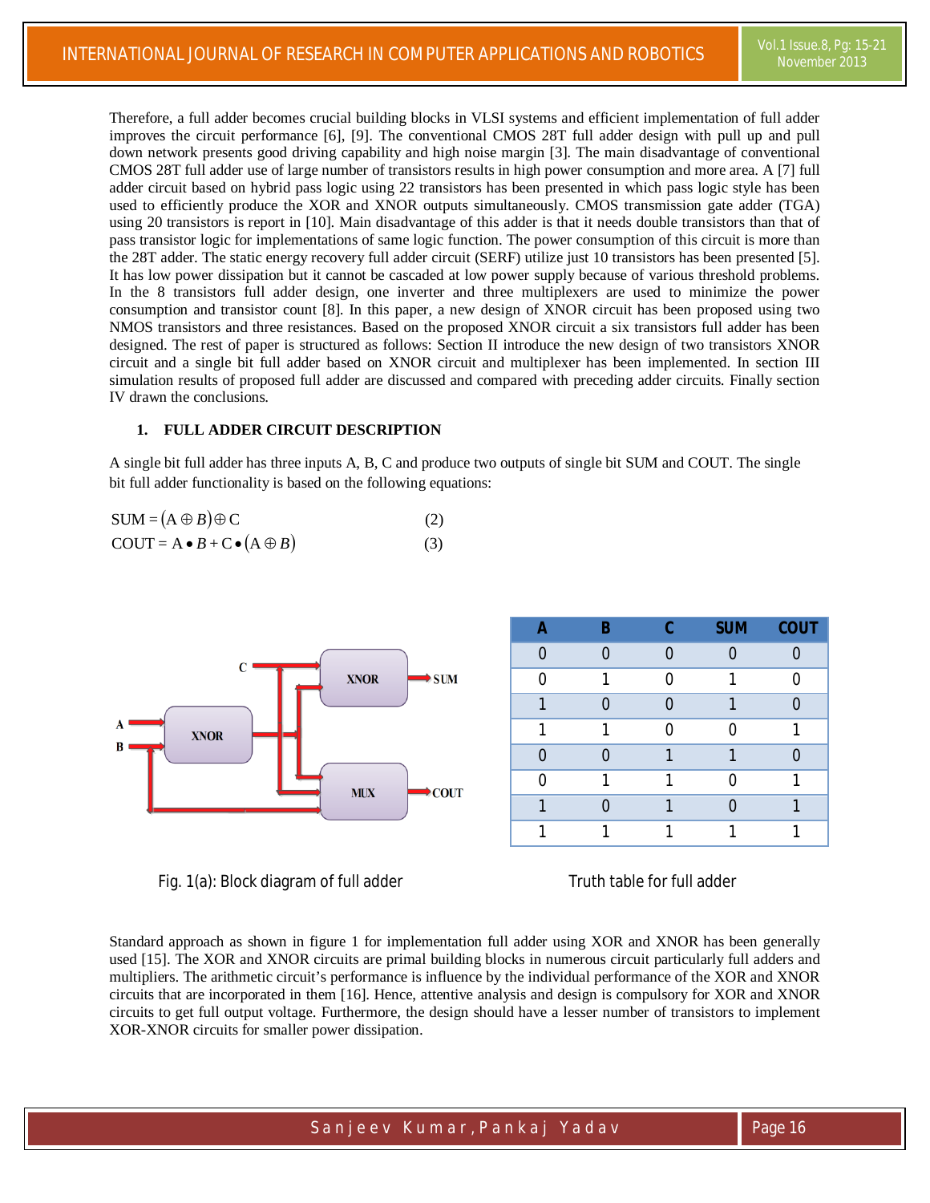Therefore, a full adder becomes crucial building blocks in VLSI systems and efficient implementation of full adder improves the circuit performance [6], [9]. The conventional CMOS 28T full adder design with pull up and pull down network presents good driving capability and high noise margin [3]. The main disadvantage of conventional CMOS 28T full adder use of large number of transistors results in high power consumption and more area. A [7] full adder circuit based on hybrid pass logic using 22 transistors has been presented in which pass logic style has been used to efficiently produce the XOR and XNOR outputs simultaneously. CMOS transmission gate adder (TGA) using 20 transistors is report in [10]. Main disadvantage of this adder is that it needs double transistors than that of pass transistor logic for implementations of same logic function. The power consumption of this circuit is more than the 28T adder. The static energy recovery full adder circuit (SERF) utilize just 10 transistors has been presented [5]. It has low power dissipation but it cannot be cascaded at low power supply because of various threshold problems. In the 8 transistors full adder design, one inverter and three multiplexers are used to minimize the power consumption and transistor count [8]. In this paper, a new design of XNOR circuit has been proposed using two NMOS transistors and three resistances. Based on the proposed XNOR circuit a six transistors full adder has been designed. The rest of paper is structured as follows: Section II introduce the new design of two transistors XNOR circuit and a single bit full adder based on XNOR circuit and multiplexer has been implemented. In section III simulation results of proposed full adder are discussed and compared with preceding adder circuits. Finally section IV drawn the conclusions.

## 1. FULL ADDER CIRCUIT DESCRIPTION

A single bit full adder has three inputs A, B, C and produce two outputs of single bit SUM and COUT. The single bit full adder functionality is based on the following equations:

$$\text{SUM} = (A \oplus B) \oplus C \qquad (2)$$

$$\text{COUT} = A \bullet B + C \bullet (A \oplus B) \qquad (3)$$

Fig. 1(a): Block diagram of full adder

| A | B | C | SUM | COUT |
|---|---|---|---|---|
| 0 | 0 | 0 | 0 | 0 |
| 0 | 1 | 0 | 1 | 0 |
| 1 | 0 | 0 | 1 | 0 |
| 1 | 1 | 0 | 0 | 1 |
| 0 | 0 | 1 | 1 | 0 |
| 0 | 1 | 1 | 0 | 1 |
| 1 | 0 | 1 | 0 | 1 |
| 1 | 1 | 1 | 1 | 1 |

Truth table for full adder

Standard approach as shown in figure 1 for implementation full adder using XOR and XNOR has been generally used [15]. The XOR and XNOR circuits are primal building blocks in numerous circuit particularly full adders and multipliers. The arithmetic circuit's performance is influence by the individual performance of the XOR and XNOR circuits that are incorporated in them [16]. Hence, attentive analysis and design is compulsory for XOR and XNOR circuits to get full output voltage. Furthermore, the design should have a lesser number of transistors to implement XOR-XNOR circuits for smaller power dissipation.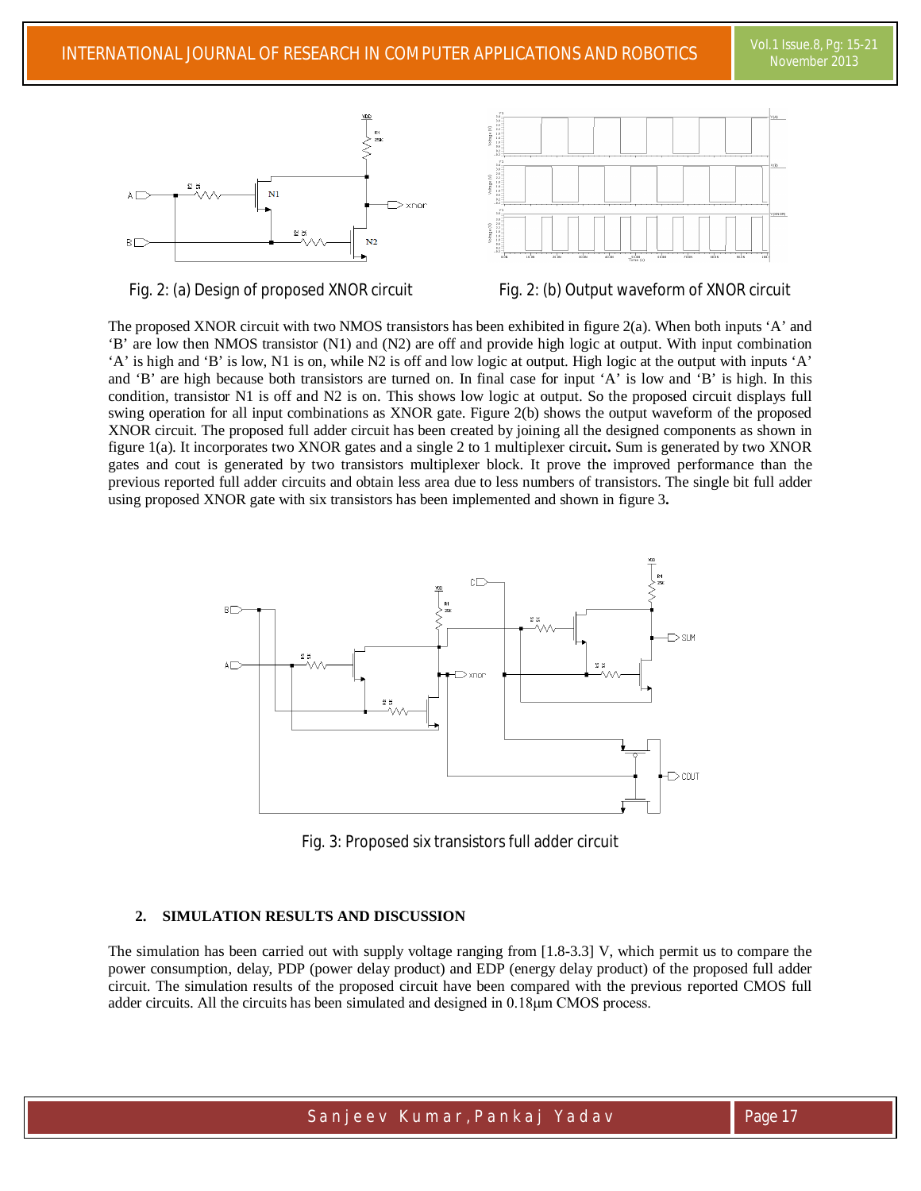Fig. 2: (a) Design of proposed XNOR circuit

Fig. 2: (b) Output waveform of XNOR circuit

The proposed XNOR circuit with two NMOS transistors has been exhibited in figure 2(a). When both inputs 'A' and 'B' are low then NMOS transistor (N1) and (N2) are off and provide high logic at output. With input combination 'A' is high and 'B' is low, N1 is on, while N2 is off and low logic at output. High logic at the output with inputs 'A' and 'B' are high because both transistors are turned on. In final case for input 'A' is low and 'B' is high. In this condition, transistor N1 is off and N2 is on. This shows low logic at output. So the proposed circuit displays full swing operation for all input combinations as XNOR gate. Figure 2(b) shows the output waveform of the proposed XNOR circuit. The proposed full adder circuit has been created by joining all the designed components as shown in figure 1(a). It incorporates two XNOR gates and a single 2 to 1 multiplexer circuit**.** Sum is generated by two XNOR gates and cout is generated by two transistors multiplexer block. It prove the improved performance than the previous reported full adder circuits and obtain less area due to less numbers of transistors. The single bit full adder using proposed XNOR gate with six transistors has been implemented and shown in figure 3**.**

Fig. 3: Proposed six transistors full adder circuit

## 2. SIMULATION RESULTS AND DISCUSSION

The simulation has been carried out with supply voltage ranging from [1.8-3.3] V, which permit us to compare the power consumption, delay, PDP (power delay product) and EDP (energy delay product) of the proposed full adder circuit. The simulation results of the proposed circuit have been compared with the previous reported CMOS full adder circuits. All the circuits has been simulated and designed in 0.18µm CMOS process.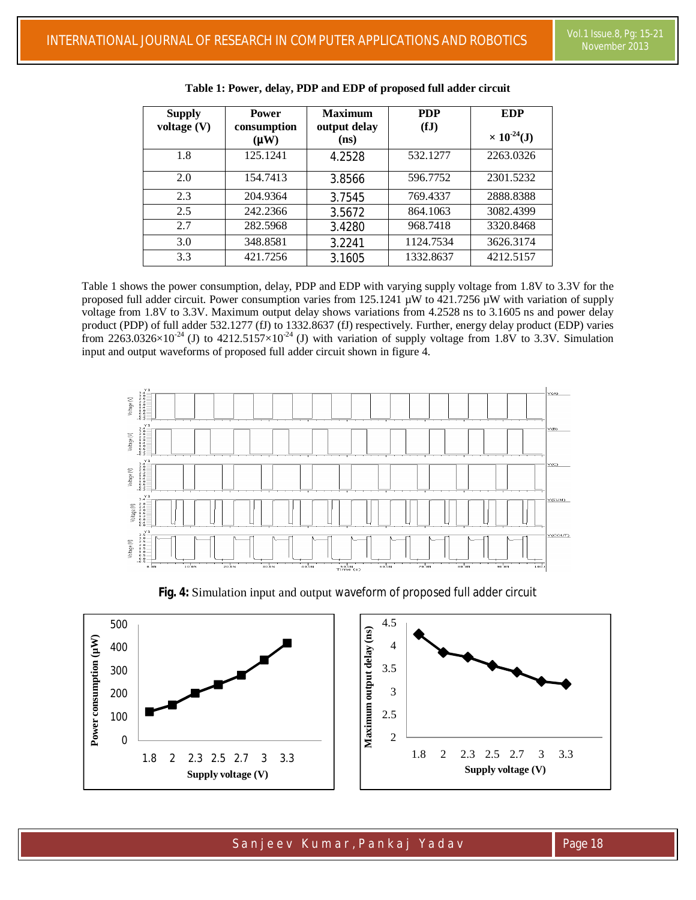**Table 1: Power, delay, PDP and EDP of proposed full adder circuit**

| Supply voltage (V) | Power consumption (μW) | Maximum output delay (ns) | PDP (fJ) | EDP $\times 10^{-24}$(J) |
|---|---|---|---|---|
| 1.8 | 125.1241 | 4.2528 | 532.1277 | 2263.0326 |
| 2.0 | 154.7413 | 3.8566 | 596.7752 | 2301.5232 |
| 2.3 | 204.9364 | 3.7545 | 769.4337 | 2888.8388 |
| 2.5 | 242.2366 | 3.5672 | 864.1063 | 3082.4399 |
| 2.7 | 282.5968 | 3.4280 | 968.7418 | 3320.8468 |
| 3.0 | 348.8581 | 3.2241 | 1124.7534 | 3626.3174 |
| 3.3 | 421.7256 | 3.1605 | 1332.8637 | 4212.5157 |

Table 1 shows the power consumption, delay, PDP and EDP with varying supply voltage from 1.8V to 3.3V for the proposed full adder circuit. Power consumption varies from 125.1241 µW to 421.7256 µW with variation of supply voltage from 1.8V to 3.3V. Maximum output delay shows variations from 4.2528 ns to 3.1605 ns and power delay product (PDP) of full adder 532.1277 (fJ) to 1332.8637 (fJ) respectively. Further, energy delay product (EDP) varies from $2263.0326\times10^{-24}$ (J) to $4212.5157\times10^{-24}$ (J) with variation of supply voltage from 1.8V to 3.3V. Simulation input and output waveforms of proposed full adder circuit shown in figure 4.

**Fig. 4:** Simulation input and output waveform of proposed full adder circuit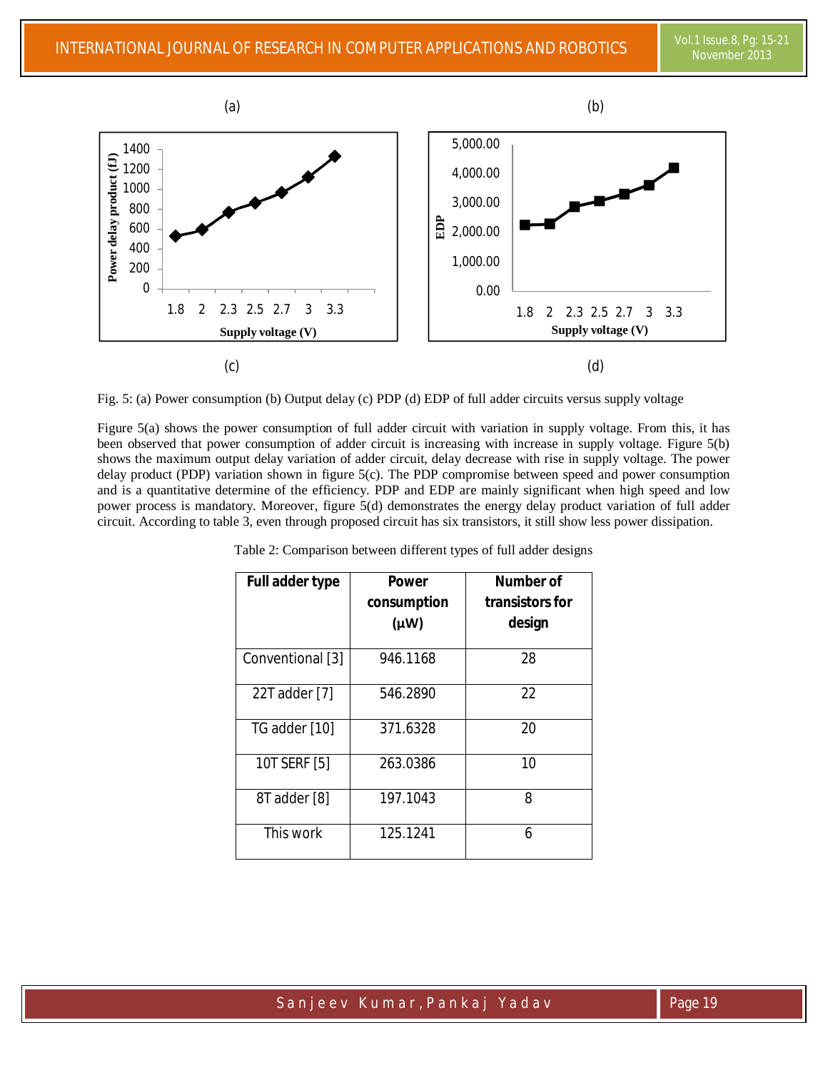(a) (b)

(c) (d)

Fig. 5: (a) Power consumption (b) Output delay (c) PDP (d) EDP of full adder circuits versus supply voltage

Figure 5(a) shows the power consumption of full adder circuit with variation in supply voltage. From this, it has been observed that power consumption of adder circuit is increasing with increase in supply voltage. Figure 5(b) shows the maximum output delay variation of adder circuit, delay decrease with rise in supply voltage. The power delay product (PDP) variation shown in figure 5(c). The PDP compromise between speed and power consumption and is a quantitative determine of the efficiency. PDP and EDP are mainly significant when high speed and low power process is mandatory. Moreover, figure 5(d) demonstrates the energy delay product variation of full adder circuit. According to table 3, even through proposed circuit has six transistors, it still show less power dissipation.

Table 2: Comparison between different types of full adder designs

| Full adder type | Power consumption (µW) | Number of transistors for design |
|---|---|---|
| Conventional [3] | 946.1168 | 28 |
| 22T adder [7] | 546.2890 | 22 |
| TG adder [10] | 371.6328 | 20 |
| 10T SERF [5] | 263.0386 | 10 |
| 8T adder [8] | 197.1043 | 8 |
| This work | 125.1241 | 6 |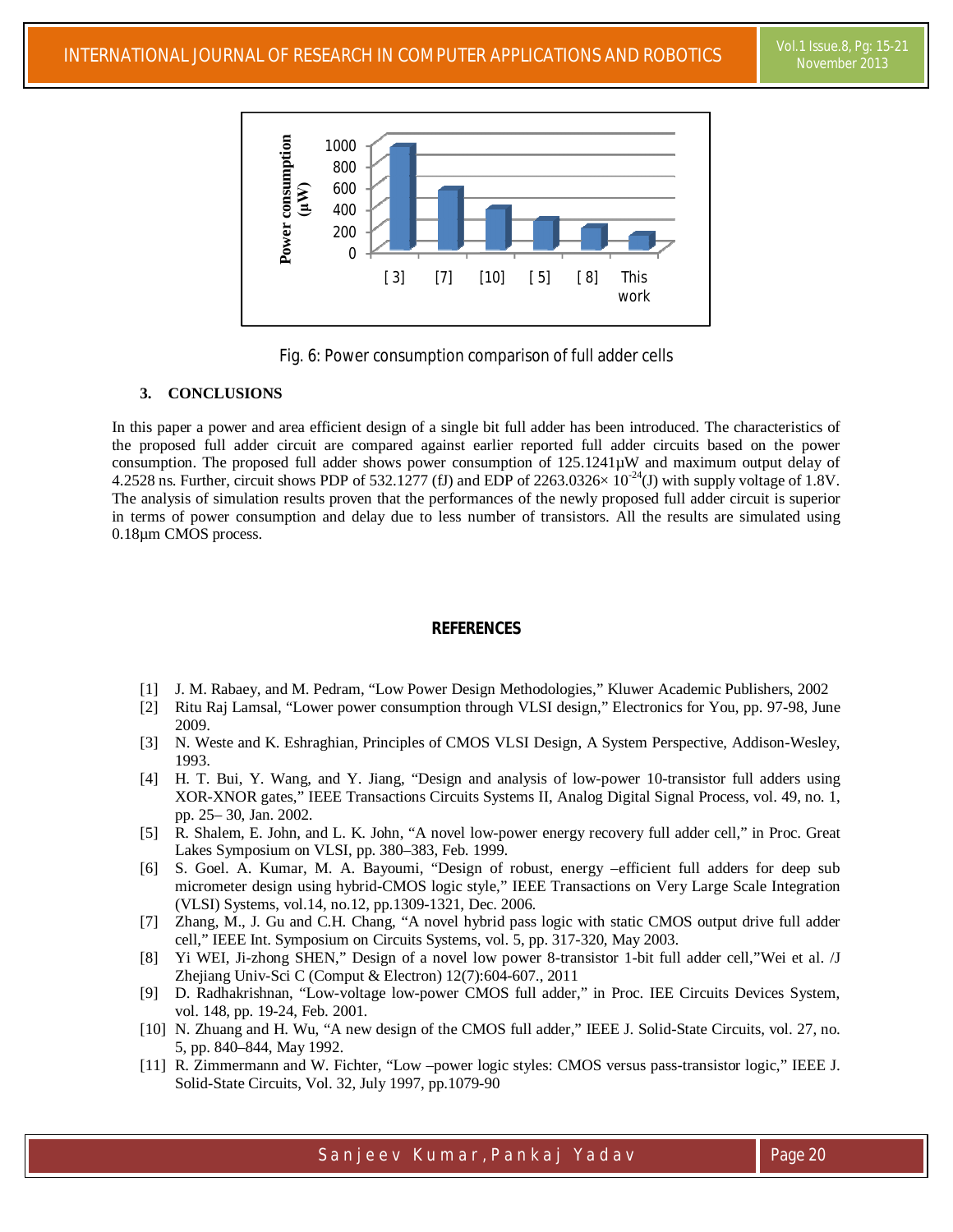Fig. 6: Power consumption comparison of full adder cells

### 3. CONCLUSIONS

In this paper a power and area efficient design of a single bit full adder has been introduced. The characteristics of the proposed full adder circuit are compared against earlier reported full adder circuits based on the power consumption. The proposed full adder shows power consumption of 125.1241µW and maximum output delay of 4.2528 ns. Further, circuit shows PDP of 532.1277 (fJ) and EDP of 2263.0326× $10^{-24}$(J) with supply voltage of 1.8V. The analysis of simulation results proven that the performances of the newly proposed full adder circuit is superior in terms of power consumption and delay due to less number of transistors. All the results are simulated using 0.18µm CMOS process.

### REFERENCES

[1] J. M. Rabaey, and M. Pedram, "Low Power Design Methodologies," Kluwer Academic Publishers, 2002

[2] Ritu Raj Lamsal, "Lower power consumption through VLSI design," Electronics for You, pp. 97-98, June 2009.

[3] N. Weste and K. Eshraghian, Principles of CMOS VLSI Design, A System Perspective, Addison-Wesley, 1993.

[4] H. T. Bui, Y. Wang, and Y. Jiang, "Design and analysis of low-power 10-transistor full adders using XOR-XNOR gates," IEEE Transactions Circuits Systems II, Analog Digital Signal Process, vol. 49, no. 1, pp. 25– 30, Jan. 2002.

[5] R. Shalem, E. John, and L. K. John, "A novel low-power energy recovery full adder cell," in Proc. Great Lakes Symposium on VLSI, pp. 380–383, Feb. 1999.

[6] S. Goel. A. Kumar, M. A. Bayoumi, "Design of robust, energy –efficient full adders for deep sub micrometer design using hybrid-CMOS logic style," IEEE Transactions on Very Large Scale Integration (VLSI) Systems, vol.14, no.12, pp.1309-1321, Dec. 2006.

[7] Zhang, M., J. Gu and C.H. Chang, "A novel hybrid pass logic with static CMOS output drive full adder cell," IEEE Int. Symposium on Circuits Systems, vol. 5, pp. 317-320, May 2003.

[8] Yi WEI, Ji-zhong SHEN," Design of a novel low power 8-transistor 1-bit full adder cell,"Wei et al. /J Zhejiang Univ-Sci C (Comput & Electron) 12(7):604-607., 2011

[9] D. Radhakrishnan, "Low-voltage low-power CMOS full adder," in Proc. IEE Circuits Devices System, vol. 148, pp. 19-24, Feb. 2001.

[10] N. Zhuang and H. Wu, "A new design of the CMOS full adder," IEEE J. Solid-State Circuits, vol. 27, no. 5, pp. 840–844, May 1992.

[11] R. Zimmermann and W. Fichter, "Low –power logic styles: CMOS versus pass-transistor logic," IEEE J. Solid-State Circuits, Vol. 32, July 1997, pp.1079-90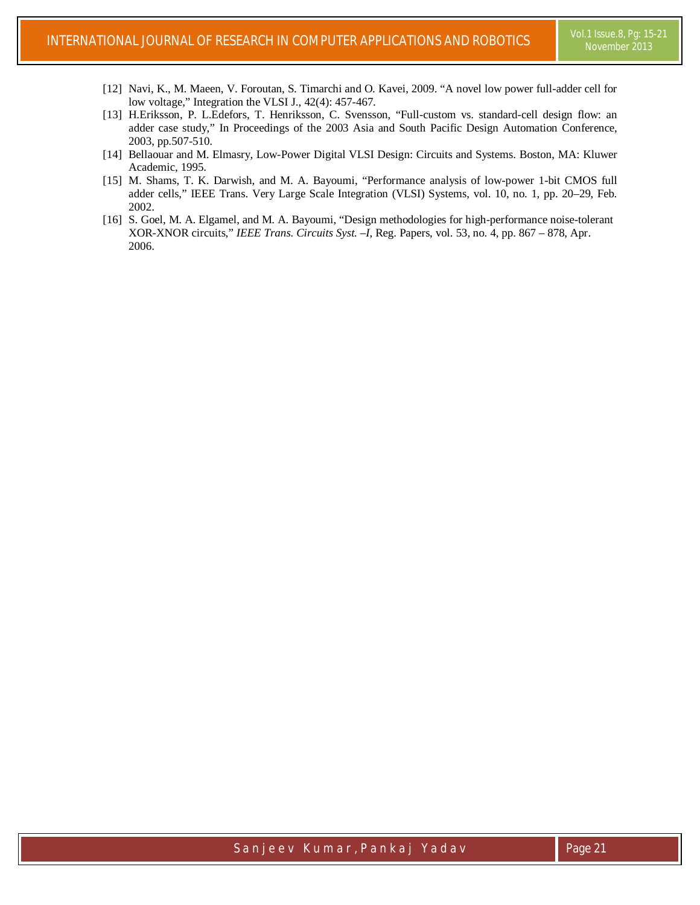[12] Navi, K., M. Maeen, V. Foroutan, S. Timarchi and O. Kavei, 2009. “A novel low power full-adder cell for low voltage,” Integration the VLSI J., 42(4): 457-467.

[13] H.Eriksson, P. L.Edefors, T. Henriksson, C. Svensson, “Full-custom vs. standard-cell design flow: an adder case study,” In Proceedings of the 2003 Asia and South Pacific Design Automation Conference, 2003, pp.507-510.

[14] Bellaouar and M. Elmasry, Low-Power Digital VLSI Design: Circuits and Systems. Boston, MA: Kluwer Academic, 1995.

[15] M. Shams, T. K. Darwish, and M. A. Bayoumi, “Performance analysis of low-power 1-bit CMOS full adder cells,” IEEE Trans. Very Large Scale Integration (VLSI) Systems, vol. 10, no. 1, pp. 20–29, Feb. 2002.

[16] S. Goel, M. A. Elgamel, and M. A. Bayoumi, “Design methodologies for high-performance noise-tolerant XOR-XNOR circuits,” *IEEE Trans. Circuits Syst. –I*, Reg. Papers, vol. 53, no. 4, pp. 867 – 878, Apr. 2006.